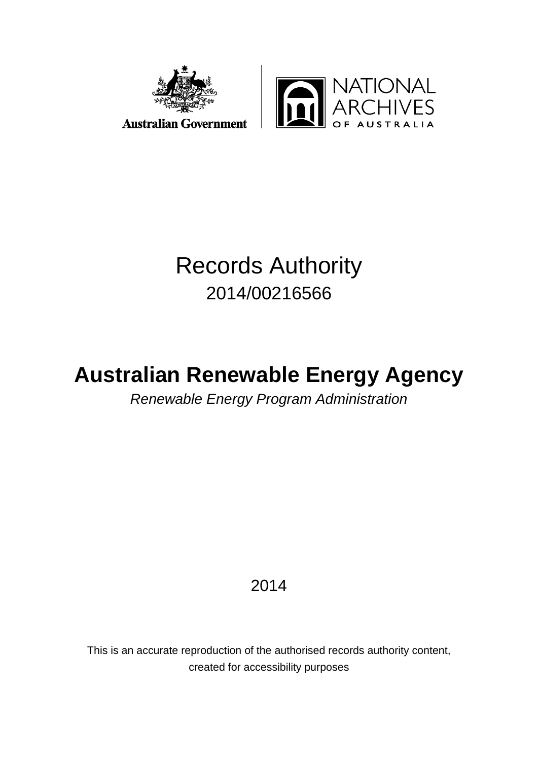Australian Government

NATIONAL ARCHIVES OF AUSTRALIA

# Records Authority

2014/00216566

# Australian Renewable Energy Agency

*Renewable Energy Program Administration*

2014

This is an accurate reproduction of the authorised records authority content, created for accessibility purposes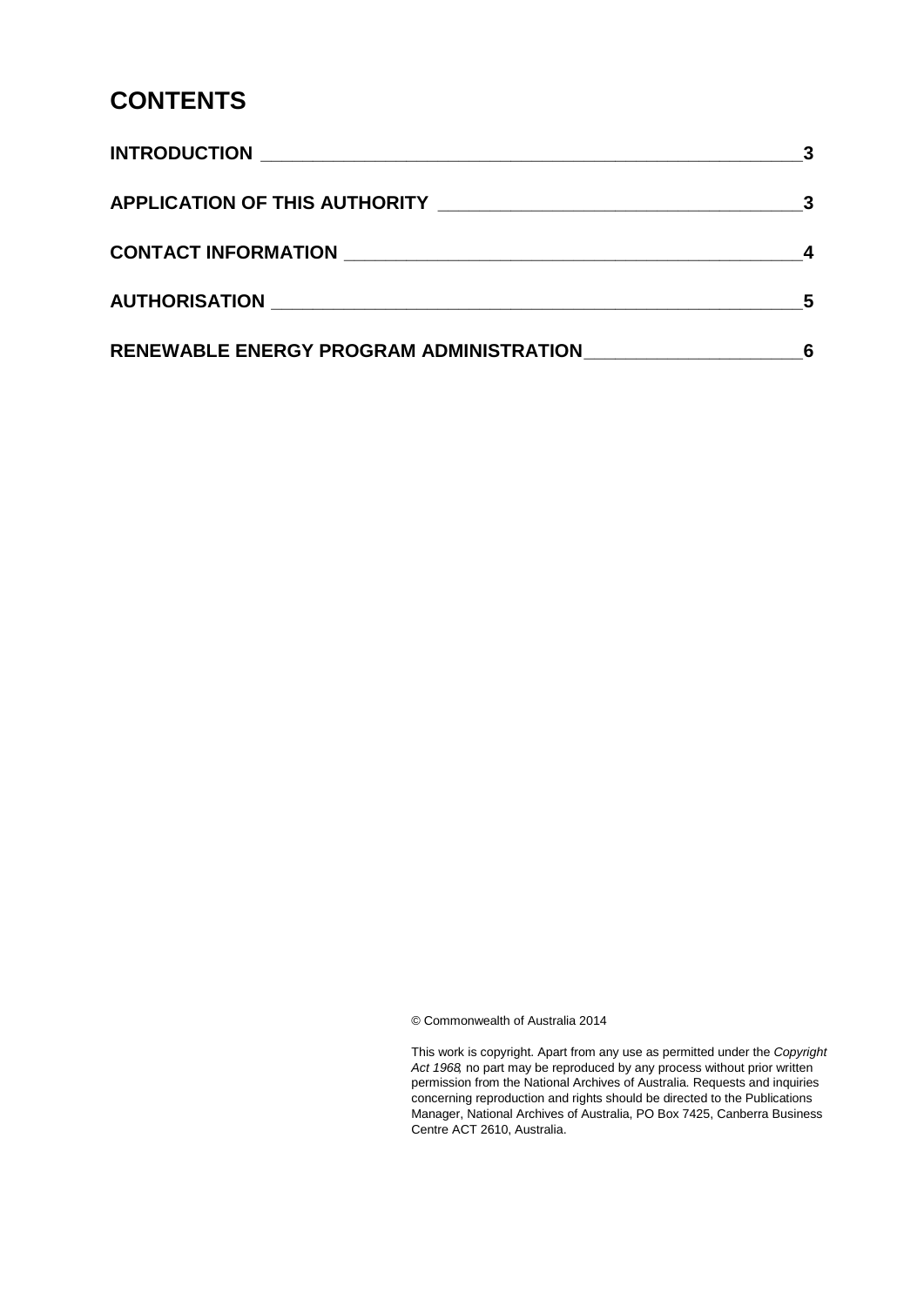# CONTENTS

| | |
|---|---|
| **INTRODUCTION** | **3** |
| **APPLICATION OF THIS AUTHORITY** | **3** |
| **CONTACT INFORMATION** | **4** |
| **AUTHORISATION** | **5** |
| **RENEWABLE ENERGY PROGRAM ADMINISTRATION** | **6** |

© Commonwealth of Australia 2014

This work is copyright. Apart from any use as permitted under the *Copyright Act 1968*, no part may be reproduced by any process without prior written permission from the National Archives of Australia. Requests and inquiries concerning reproduction and rights should be directed to the Publications Manager, National Archives of Australia, PO Box 7425, Canberra Business Centre ACT 2610, Australia.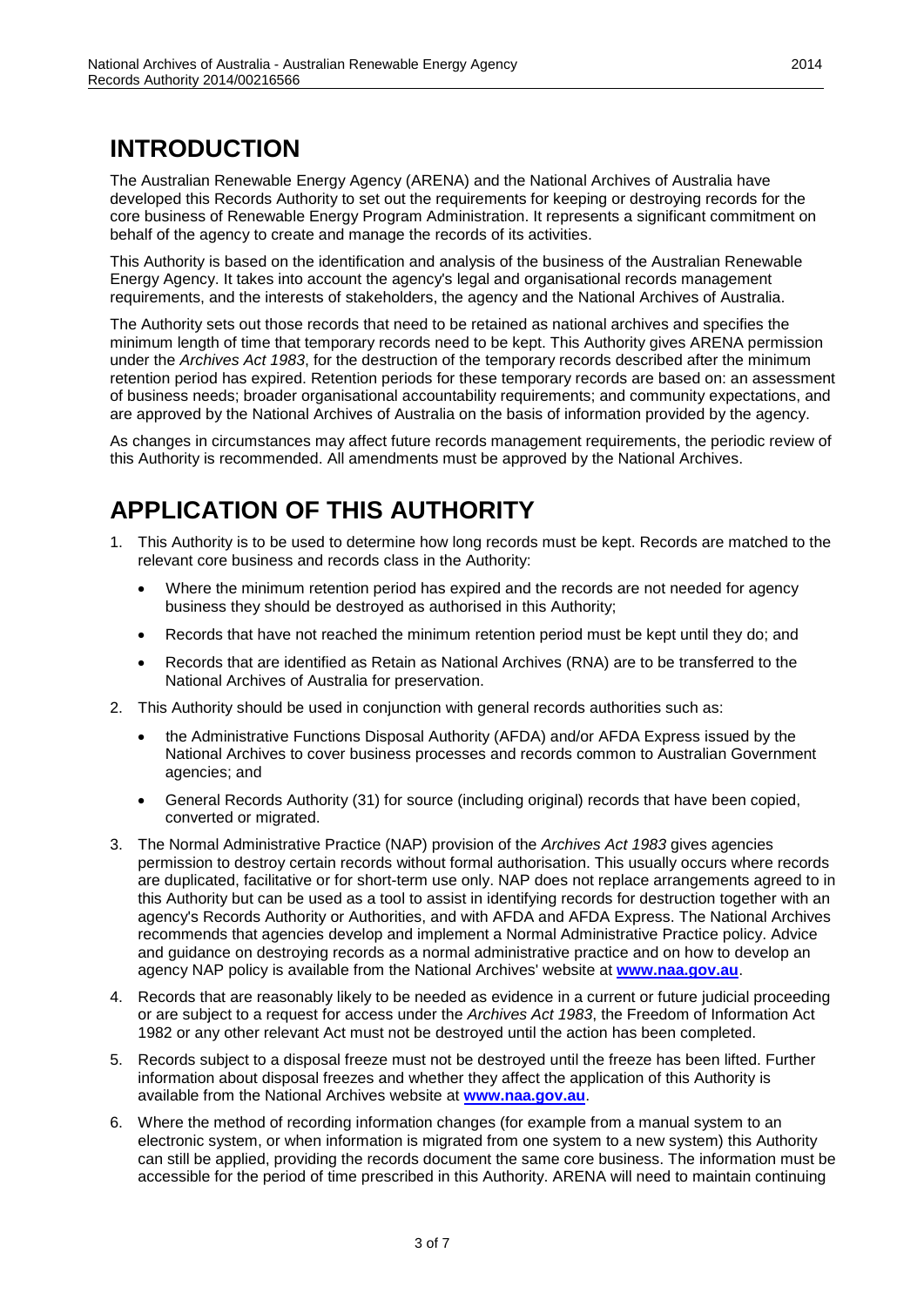# INTRODUCTION

The Australian Renewable Energy Agency (ARENA) and the National Archives of Australia have developed this Records Authority to set out the requirements for keeping or destroying records for the core business of Renewable Energy Program Administration. It represents a significant commitment on behalf of the agency to create and manage the records of its activities.

This Authority is based on the identification and analysis of the business of the Australian Renewable Energy Agency. It takes into account the agency's legal and organisational records management requirements, and the interests of stakeholders, the agency and the National Archives of Australia.

The Authority sets out those records that need to be retained as national archives and specifies the minimum length of time that temporary records need to be kept. This Authority gives ARENA permission under the *Archives Act 1983*, for the destruction of the temporary records described after the minimum retention period has expired. Retention periods for these temporary records are based on: an assessment of business needs; broader organisational accountability requirements; and community expectations, and are approved by the National Archives of Australia on the basis of information provided by the agency.

As changes in circumstances may affect future records management requirements, the periodic review of this Authority is recommended. All amendments must be approved by the National Archives.

# APPLICATION OF THIS AUTHORITY

1. This Authority is to be used to determine how long records must be kept. Records are matched to the relevant core business and records class in the Authority:
   - Where the minimum retention period has expired and the records are not needed for agency business they should be destroyed as authorised in this Authority;
   - Records that have not reached the minimum retention period must be kept until they do; and
   - Records that are identified as Retain as National Archives (RNA) are to be transferred to the National Archives of Australia for preservation.
2. This Authority should be used in conjunction with general records authorities such as:
   - the Administrative Functions Disposal Authority (AFDA) and/or AFDA Express issued by the National Archives to cover business processes and records common to Australian Government agencies; and
   - General Records Authority (31) for source (including original) records that have been copied, converted or migrated.
3. The Normal Administrative Practice (NAP) provision of the *Archives Act 1983* gives agencies permission to destroy certain records without formal authorisation. This usually occurs where records are duplicated, facilitative or for short-term use only. NAP does not replace arrangements agreed to in this Authority but can be used as a tool to assist in identifying records for destruction together with an agency's Records Authority or Authorities, and with AFDA and AFDA Express. The National Archives recommends that agencies develop and implement a Normal Administrative Practice policy. Advice and guidance on destroying records as a normal administrative practice and on how to develop an agency NAP policy is available from the National Archives' website at **www.naa.gov.au**.
4. Records that are reasonably likely to be needed as evidence in a current or future judicial proceeding or are subject to a request for access under the *Archives Act 1983*, the Freedom of Information Act 1982 or any other relevant Act must not be destroyed until the action has been completed.
5. Records subject to a disposal freeze must not be destroyed until the freeze has been lifted. Further information about disposal freezes and whether they affect the application of this Authority is available from the National Archives website at **www.naa.gov.au**.
6. Where the method of recording information changes (for example from a manual system to an electronic system, or when information is migrated from one system to a new system) this Authority can still be applied, providing the records document the same core business. The information must be accessible for the period of time prescribed in this Authority. ARENA will need to maintain continuing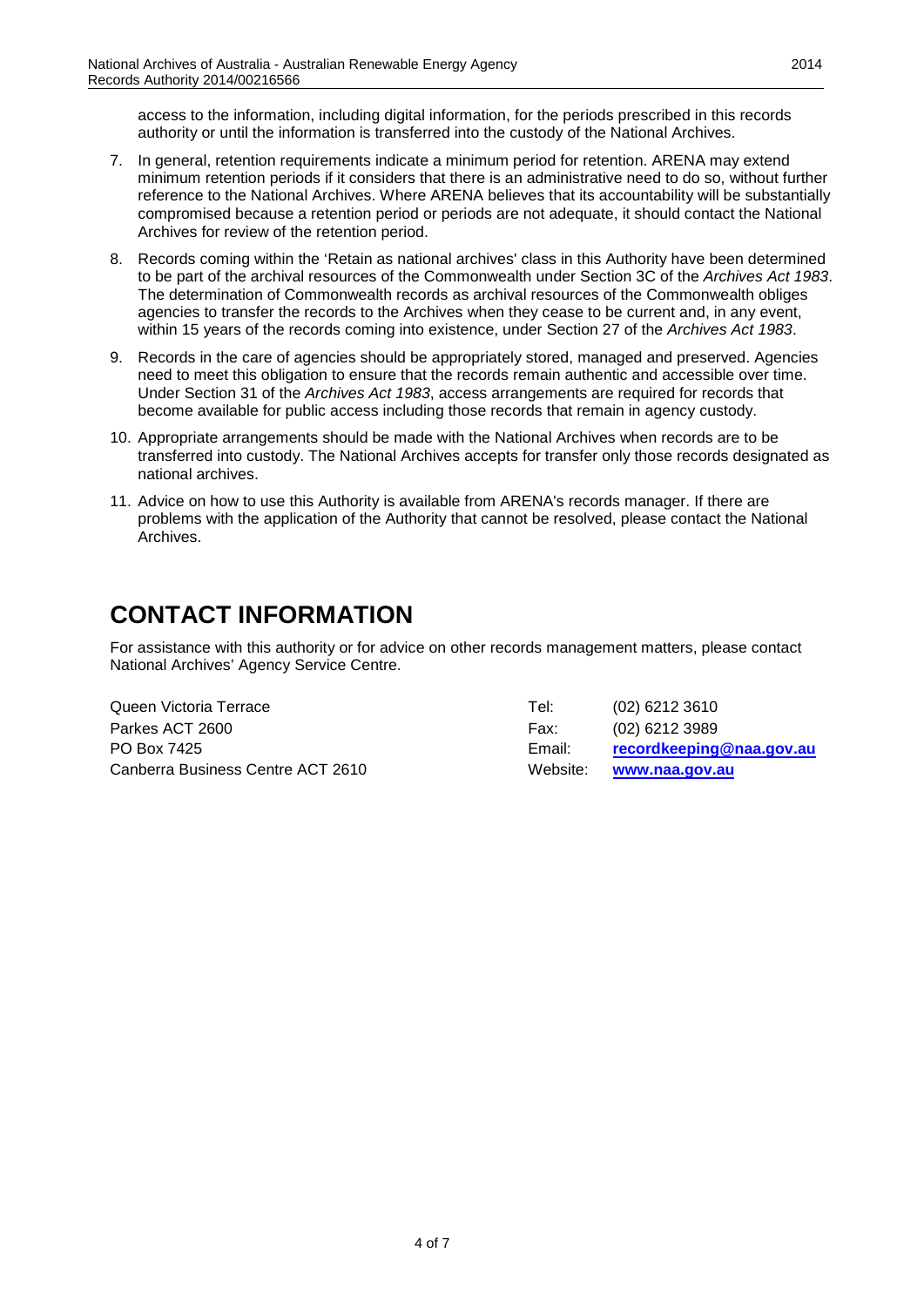access to the information, including digital information, for the periods prescribed in this records authority or until the information is transferred into the custody of the National Archives.

7. In general, retention requirements indicate a minimum period for retention. ARENA may extend minimum retention periods if it considers that there is an administrative need to do so, without further reference to the National Archives. Where ARENA believes that its accountability will be substantially compromised because a retention period or periods are not adequate, it should contact the National Archives for review of the retention period.
8. Records coming within the 'Retain as national archives' class in this Authority have been determined to be part of the archival resources of the Commonwealth under Section 3C of the *Archives Act 1983*. The determination of Commonwealth records as archival resources of the Commonwealth obliges agencies to transfer the records to the Archives when they cease to be current and, in any event, within 15 years of the records coming into existence, under Section 27 of the *Archives Act 1983*.
9. Records in the care of agencies should be appropriately stored, managed and preserved. Agencies need to meet this obligation to ensure that the records remain authentic and accessible over time. Under Section 31 of the *Archives Act 1983*, access arrangements are required for records that become available for public access including those records that remain in agency custody.
10. Appropriate arrangements should be made with the National Archives when records are to be transferred into custody. The National Archives accepts for transfer only those records designated as national archives.
11. Advice on how to use this Authority is available from ARENA's records manager. If there are problems with the application of the Authority that cannot be resolved, please contact the National Archives.

# CONTACT INFORMATION

For assistance with this authority or for advice on other records management matters, please contact National Archives' Agency Service Centre.

| | | |
|---|---|---|
| Queen Victoria Terrace | Tel: | (02) 6212 3610 |
| Parkes ACT 2600 | Fax: | (02) 6212 3989 |
| PO Box 7425 | Email: | **recordkeeping@naa.gov.au** |
| Canberra Business Centre ACT 2610 | Website: | **www.naa.gov.au** |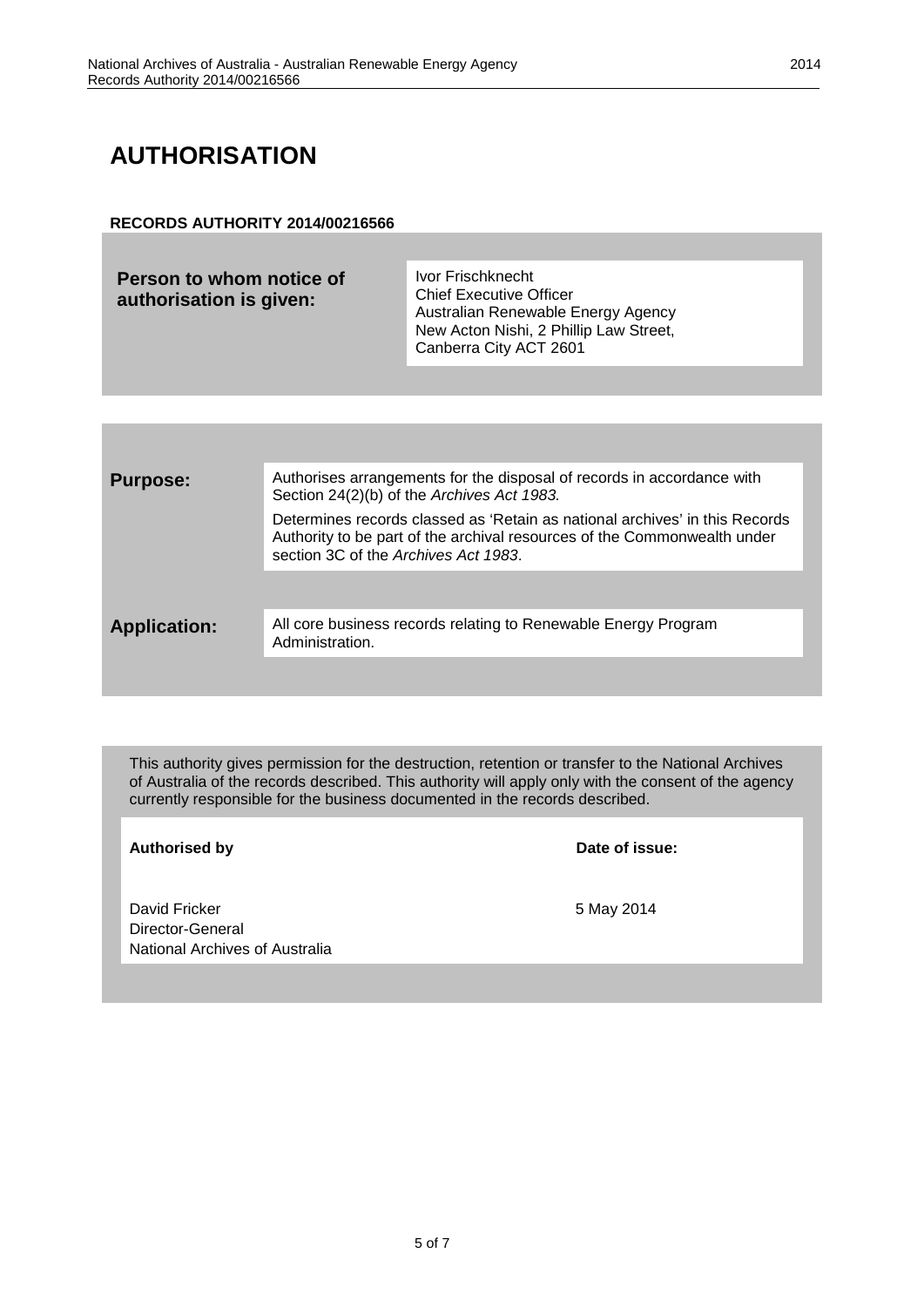# AUTHORISATION

**RECORDS AUTHORITY 2014/00216566**

| **Person to whom notice of authorisation is given:** | Ivor Frischknecht<br>Chief Executive Officer<br>Australian Renewable Energy Agency<br>New Acton Nishi, 2 Phillip Law Street,<br>Canberra City ACT 2601 |
|---|---|

| | |
|---|---|
| **Purpose:** | Authorises arrangements for the disposal of records in accordance with Section 24(2)(b) of the *Archives Act 1983.*<br><br>Determines records classed as 'Retain as national archives' in this Records Authority to be part of the archival resources of the Commonwealth under section 3C of the *Archives Act 1983*. |
| **Application:** | All core business records relating to Renewable Energy Program Administration. |

This authority gives permission for the destruction, retention or transfer to the National Archives of Australia of the records described. This authority will apply only with the consent of the agency currently responsible for the business documented in the records described.

| **Authorised by** | **Date of issue:** |
|---|---|
| David Fricker<br>Director-General<br>National Archives of Australia | 5 May 2014 |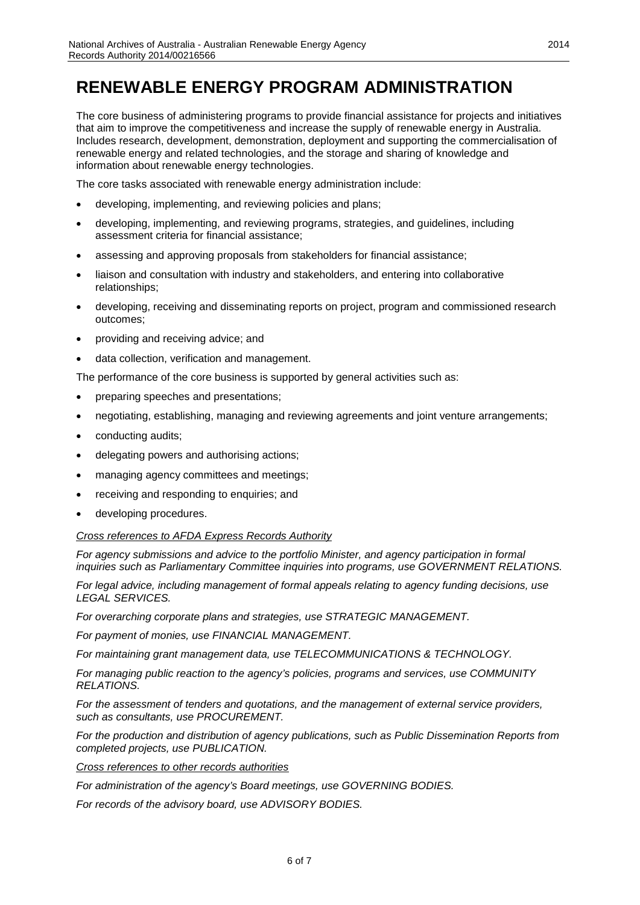# RENEWABLE ENERGY PROGRAM ADMINISTRATION

The core business of administering programs to provide financial assistance for projects and initiatives that aim to improve the competitiveness and increase the supply of renewable energy in Australia. Includes research, development, demonstration, deployment and supporting the commercialisation of renewable energy and related technologies, and the storage and sharing of knowledge and information about renewable energy technologies.

The core tasks associated with renewable energy administration include:

- developing, implementing, and reviewing policies and plans;
- developing, implementing, and reviewing programs, strategies, and guidelines, including assessment criteria for financial assistance;
- assessing and approving proposals from stakeholders for financial assistance;
- liaison and consultation with industry and stakeholders, and entering into collaborative relationships;
- developing, receiving and disseminating reports on project, program and commissioned research outcomes;
- providing and receiving advice; and
- data collection, verification and management.

The performance of the core business is supported by general activities such as:

- preparing speeches and presentations;
- negotiating, establishing, managing and reviewing agreements and joint venture arrangements;
- conducting audits;
- delegating powers and authorising actions;
- managing agency committees and meetings;
- receiving and responding to enquiries; and
- developing procedures.

*Cross references to AFDA Express Records Authority*

*For agency submissions and advice to the portfolio Minister, and agency participation in formal inquiries such as Parliamentary Committee inquiries into programs, use GOVERNMENT RELATIONS.*

*For legal advice, including management of formal appeals relating to agency funding decisions, use LEGAL SERVICES.*

*For overarching corporate plans and strategies, use STRATEGIC MANAGEMENT.*

*For payment of monies, use FINANCIAL MANAGEMENT.*

*For maintaining grant management data, use TELECOMMUNICATIONS & TECHNOLOGY.*

*For managing public reaction to the agency's policies, programs and services, use COMMUNITY RELATIONS.*

*For the assessment of tenders and quotations, and the management of external service providers, such as consultants, use PROCUREMENT.*

*For the production and distribution of agency publications, such as Public Dissemination Reports from completed projects, use PUBLICATION.*

*Cross references to other records authorities*

*For administration of the agency's Board meetings, use GOVERNING BODIES.*

*For records of the advisory board, use ADVISORY BODIES.*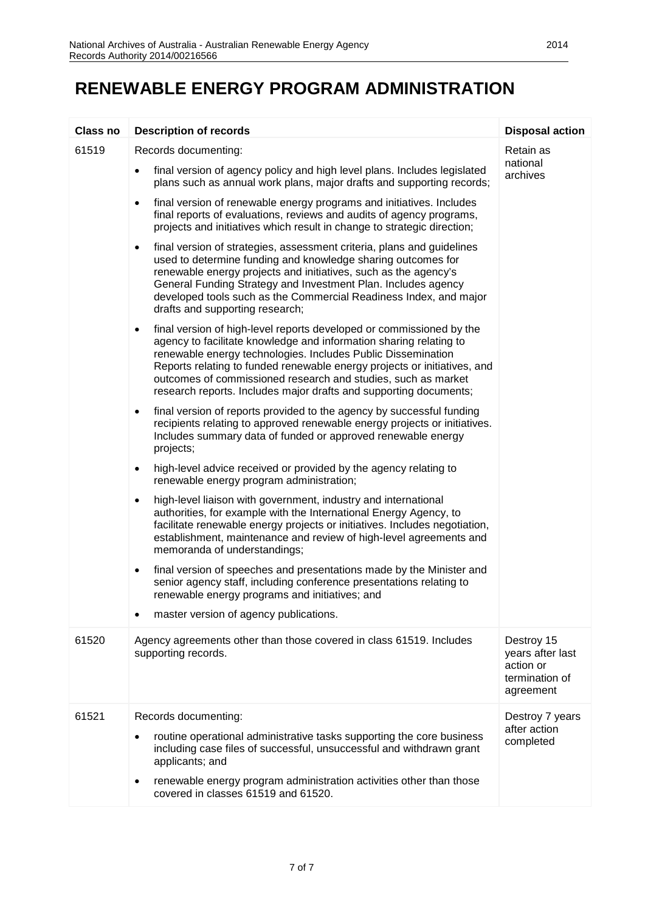# RENEWABLE ENERGY PROGRAM ADMINISTRATION

| Class no | Description of records | Disposal action |
|---|---|---|
| 61519 | Records documenting:<br>• final version of agency policy and high level plans. Includes legislated plans such as annual work plans, major drafts and supporting records;<br>• final version of renewable energy programs and initiatives. Includes final reports of evaluations, reviews and audits of agency programs, projects and initiatives which result in change to strategic direction;<br>• final version of strategies, assessment criteria, plans and guidelines used to determine funding and knowledge sharing outcomes for renewable energy projects and initiatives, such as the agency's General Funding Strategy and Investment Plan. Includes agency developed tools such as the Commercial Readiness Index, and major drafts and supporting research;<br>• final version of high-level reports developed or commissioned by the agency to facilitate knowledge and information sharing relating to renewable energy technologies. Includes Public Dissemination Reports relating to funded renewable energy projects or initiatives, and outcomes of commissioned research and studies, such as market research reports. Includes major drafts and supporting documents;<br>• final version of reports provided to the agency by successful funding recipients relating to approved renewable energy projects or initiatives. Includes summary data of funded or approved renewable energy projects;<br>• high-level advice received or provided by the agency relating to renewable energy program administration;<br>• high-level liaison with government, industry and international authorities, for example with the International Energy Agency, to facilitate renewable energy projects or initiatives. Includes negotiation, establishment, maintenance and review of high-level agreements and memoranda of understandings;<br>• final version of speeches and presentations made by the Minister and senior agency staff, including conference presentations relating to renewable energy programs and initiatives; and<br>• master version of agency publications. | Retain as national archives |
| 61520 | Agency agreements other than those covered in class 61519. Includes supporting records. | Destroy 15 years after last action or termination of agreement |
| 61521 | Records documenting:<br>• routine operational administrative tasks supporting the core business including case files of successful, unsuccessful and withdrawn grant applicants; and<br>• renewable energy program administration activities other than those covered in classes 61519 and 61520. | Destroy 7 years after action completed |